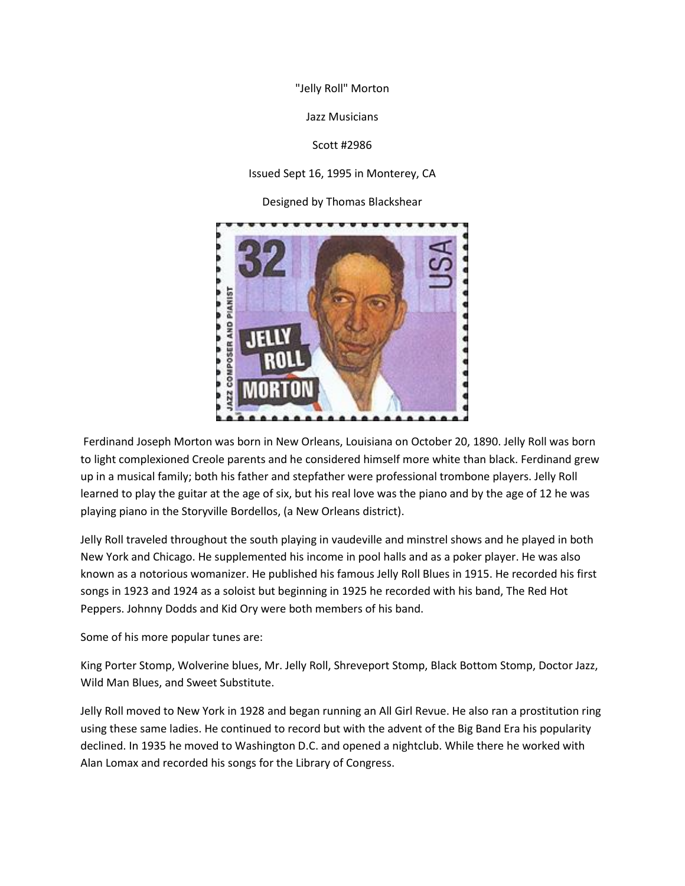"Jelly Roll" Morton

Jazz Musicians

Scott #2986

Issued Sept 16, 1995 in Monterey, CA

Designed by Thomas Blackshear

Ferdinand Joseph Morton was born in New Orleans, Louisiana on October 20, 1890. Jelly Roll was born to light complexioned Creole parents and he considered himself more white than black. Ferdinand grew up in a musical family; both his father and stepfather were professional trombone players. Jelly Roll learned to play the guitar at the age of six, but his real love was the piano and by the age of 12 he was playing piano in the Storyville Bordellos, (a New Orleans district).

Jelly Roll traveled throughout the south playing in vaudeville and minstrel shows and he played in both New York and Chicago. He supplemented his income in pool halls and as a poker player. He was also known as a notorious womanizer. He published his famous Jelly Roll Blues in 1915. He recorded his first songs in 1923 and 1924 as a soloist but beginning in 1925 he recorded with his band, The Red Hot Peppers. Johnny Dodds and Kid Ory were both members of his band.

Some of his more popular tunes are:

King Porter Stomp, Wolverine blues, Mr. Jelly Roll, Shreveport Stomp, Black Bottom Stomp, Doctor Jazz, Wild Man Blues, and Sweet Substitute.

Jelly Roll moved to New York in 1928 and began running an All Girl Revue. He also ran a prostitution ring using these same ladies. He continued to record but with the advent of the Big Band Era his popularity declined. In 1935 he moved to Washington D.C. and opened a nightclub. While there he worked with Alan Lomax and recorded his songs for the Library of Congress.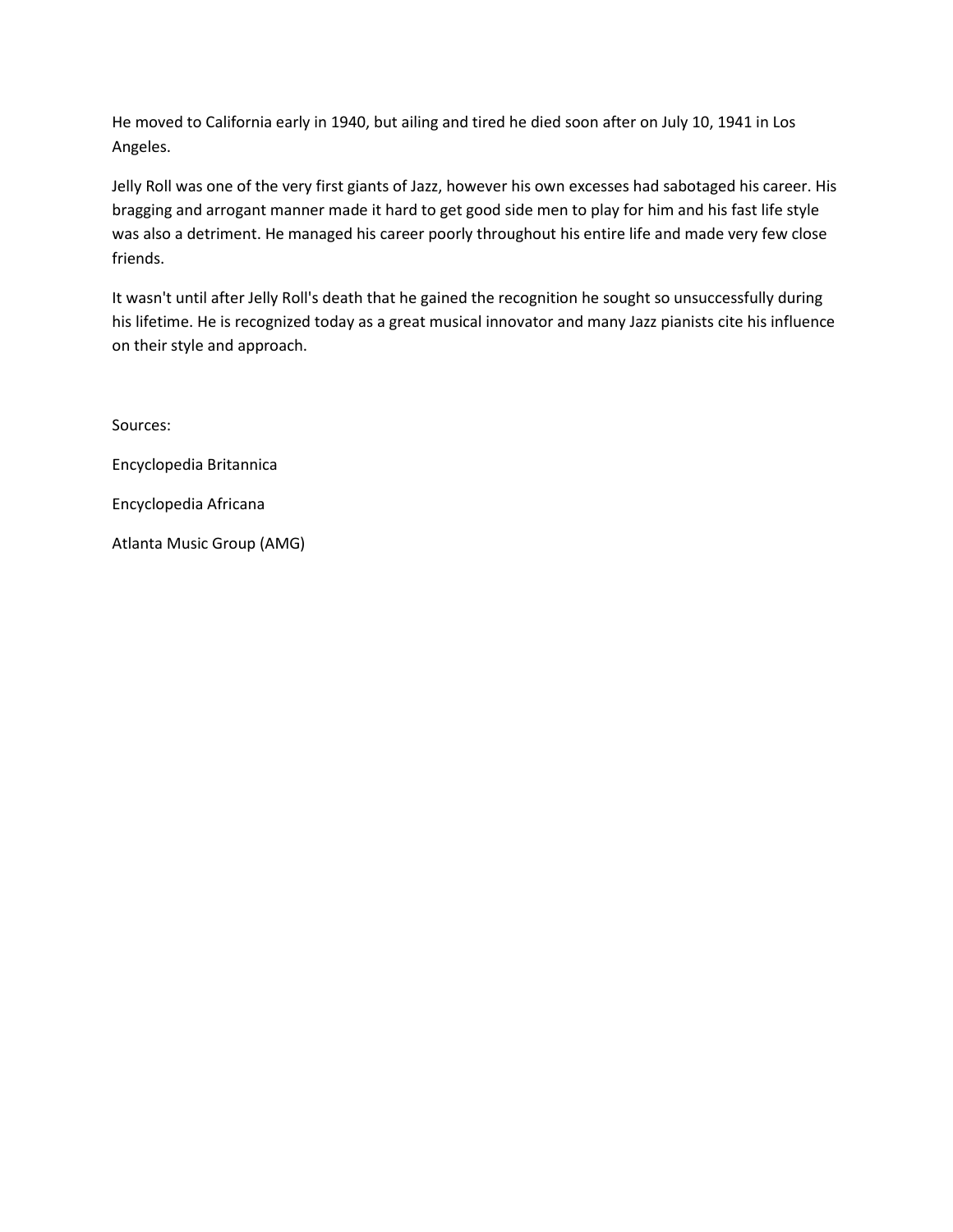He moved to California early in 1940, but ailing and tired he died soon after on July 10, 1941 in Los Angeles.

Jelly Roll was one of the very first giants of Jazz, however his own excesses had sabotaged his career. His bragging and arrogant manner made it hard to get good side men to play for him and his fast life style was also a detriment. He managed his career poorly throughout his entire life and made very few close friends.

It wasn't until after Jelly Roll's death that he gained the recognition he sought so unsuccessfully during his lifetime. He is recognized today as a great musical innovator and many Jazz pianists cite his influence on their style and approach.

Sources:

Encyclopedia Britannica

Encyclopedia Africana

Atlanta Music Group (AMG)